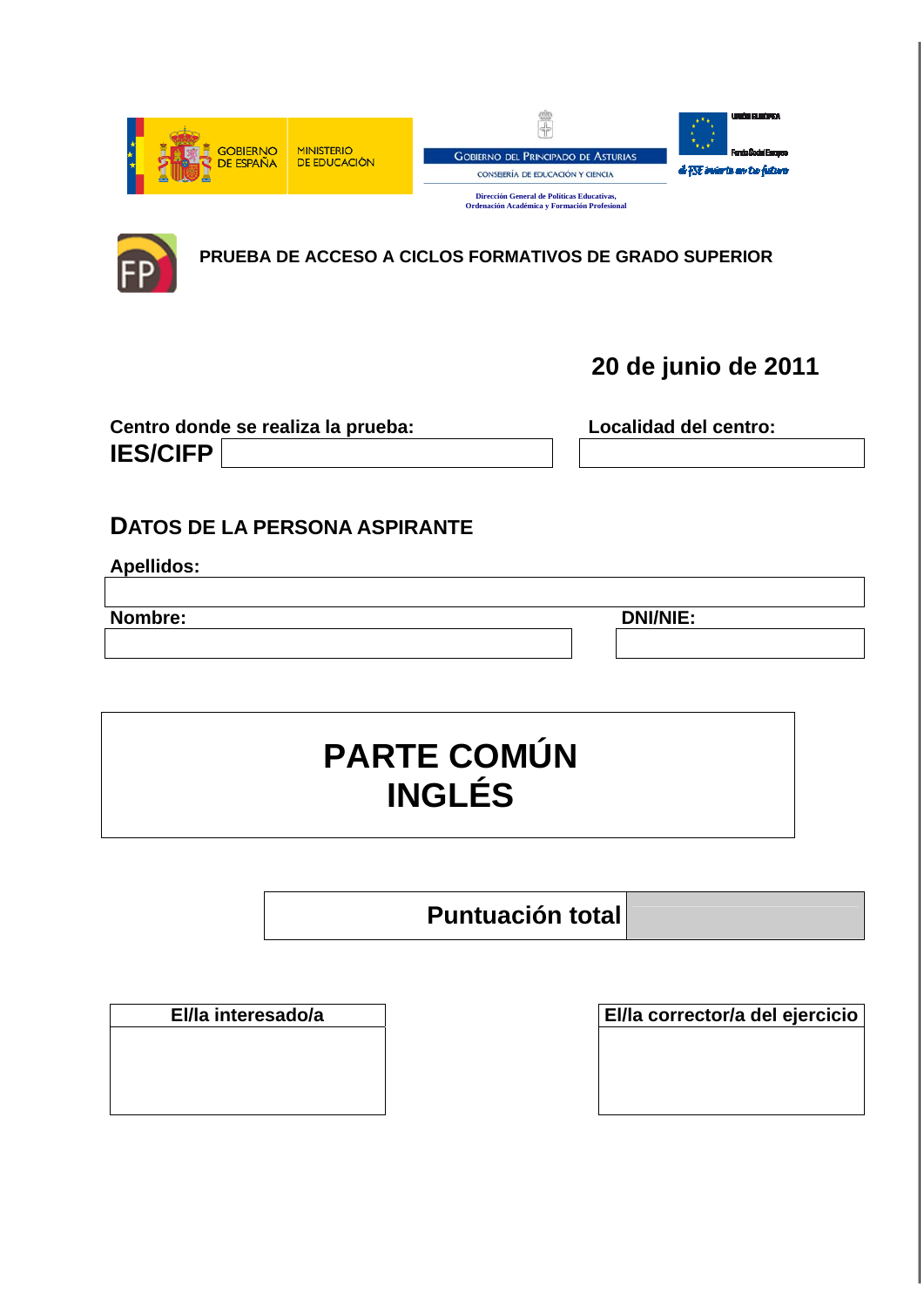GOBIERNO DE ESPAÑA — MINISTERIO DE EDUCACIÓN

GOBIERNO DEL PRINCIPADO DE ASTURIAS
CONSEJERÍA DE EDUCACIÓN Y CIENCIA

Dirección General de Políticas Educativas, Ordenación Académica y Formación Profesional

UNIÓN EUROPEA
Fondo Social Europeo
el FSE invierte en tu futuro

## PRUEBA DE ACCESO A CICLOS FORMATIVOS DE GRADO SUPERIOR

**20 de junio de 2011**

**Centro donde se realiza la prueba:** **IES/CIFP** ____________

**Localidad del centro:** ____________

### DATOS DE LA PERSONA ASPIRANTE

**Apellidos:** ____________

**Nombre:** ____________

**DNI/NIE:** ____________

# PARTE COMÚN
# INGLÉS

| Puntuación total | |
|---|---|

| El/la interesado/a | El/la corrector/a del ejercicio |
|---|---|
| | |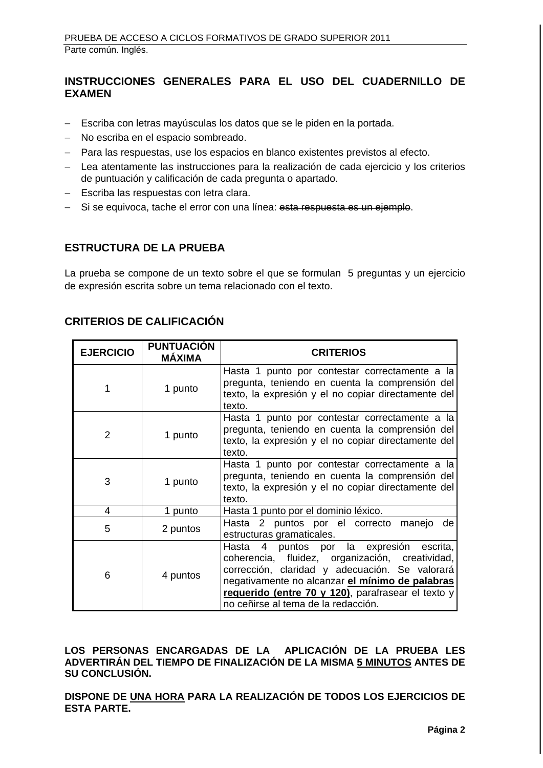## INSTRUCCIONES GENERALES PARA EL USO DEL CUADERNILLO DE EXAMEN

- Escriba con letras mayúsculas los datos que se le piden en la portada.
- No escriba en el espacio sombreado.
- Para las respuestas, use los espacios en blanco existentes previstos al efecto.
- Lea atentamente las instrucciones para la realización de cada ejercicio y los criterios de puntuación y calificación de cada pregunta o apartado.
- Escriba las respuestas con letra clara.
- Si se equivoca, tache el error con una línea: ~~esta respuesta es un ejemplo~~.

## ESTRUCTURA DE LA PRUEBA

La prueba se compone de un texto sobre el que se formulan 5 preguntas y un ejercicio de expresión escrita sobre un tema relacionado con el texto.

## CRITERIOS DE CALIFICACIÓN

| EJERCICIO | PUNTUACIÓN MÁXIMA | CRITERIOS |
|---|---|---|
| 1 | 1 punto | Hasta 1 punto por contestar correctamente a la pregunta, teniendo en cuenta la comprensión del texto, la expresión y el no copiar directamente del texto. |
| 2 | 1 punto | Hasta 1 punto por contestar correctamente a la pregunta, teniendo en cuenta la comprensión del texto, la expresión y el no copiar directamente del texto. |
| 3 | 1 punto | Hasta 1 punto por contestar correctamente a la pregunta, teniendo en cuenta la comprensión del texto, la expresión y el no copiar directamente del texto. |
| 4 | 1 punto | Hasta 1 punto por el dominio léxico. |
| 5 | 2 puntos | Hasta 2 puntos por el correcto manejo de estructuras gramaticales. |
| 6 | 4 puntos | Hasta 4 puntos por la expresión escrita, coherencia, fluidez, organización, creatividad, corrección, claridad y adecuación. Se valorará negativamente no alcanzar **<u>el mínimo de palabras requerido (entre 70 y 120)</u>**, parafrasear el texto y no ceñirse al tema de la redacción. |

**LOS PERSONAS ENCARGADAS DE LA APLICACIÓN DE LA PRUEBA LES ADVERTIRÁN DEL TIEMPO DE FINALIZACIÓN DE LA MISMA <u>5 MINUTOS</u> ANTES DE SU CONCLUSIÓN.**

**DISPONE DE <u>UNA HORA</u> PARA LA REALIZACIÓN DE TODOS LOS EJERCICIOS DE ESTA PARTE.**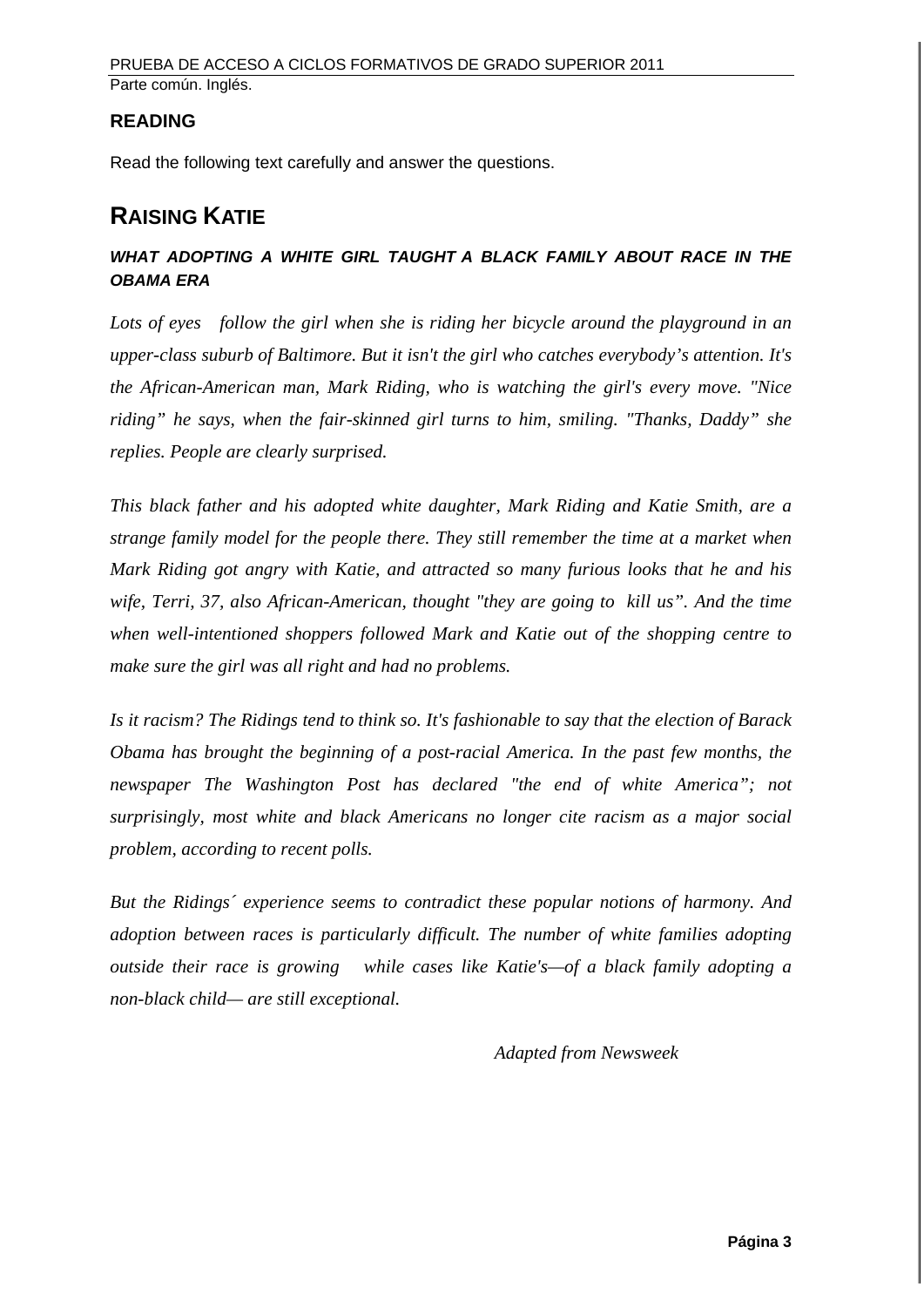## READING

Read the following text carefully and answer the questions.

# RAISING KATIE

### *WHAT ADOPTING A WHITE GIRL TAUGHT A BLACK FAMILY ABOUT RACE IN THE OBAMA ERA*

*Lots of eyes follow the girl when she is riding her bicycle around the playground in an upper-class suburb of Baltimore. But it isn't the girl who catches everybody's attention. It's the African-American man, Mark Riding, who is watching the girl's every move. "Nice riding" he says, when the fair-skinned girl turns to him, smiling. "Thanks, Daddy" she replies. People are clearly surprised.*

*This black father and his adopted white daughter, Mark Riding and Katie Smith, are a strange family model for the people there. They still remember the time at a market when Mark Riding got angry with Katie, and attracted so many furious looks that he and his wife, Terri, 37, also African-American, thought "they are going to kill us". And the time when well-intentioned shoppers followed Mark and Katie out of the shopping centre to make sure the girl was all right and had no problems.*

*Is it racism? The Ridings tend to think so. It's fashionable to say that the election of Barack Obama has brought the beginning of a post-racial America. In the past few months, the newspaper The Washington Post has declared "the end of white America"; not surprisingly, most white and black Americans no longer cite racism as a major social problem, according to recent polls.*

*But the Ridings´ experience seems to contradict these popular notions of harmony. And adoption between races is particularly difficult. The number of white families adopting outside their race is growing while cases like Katie's—of a black family adopting a non-black child— are still exceptional.*

*Adapted from Newsweek*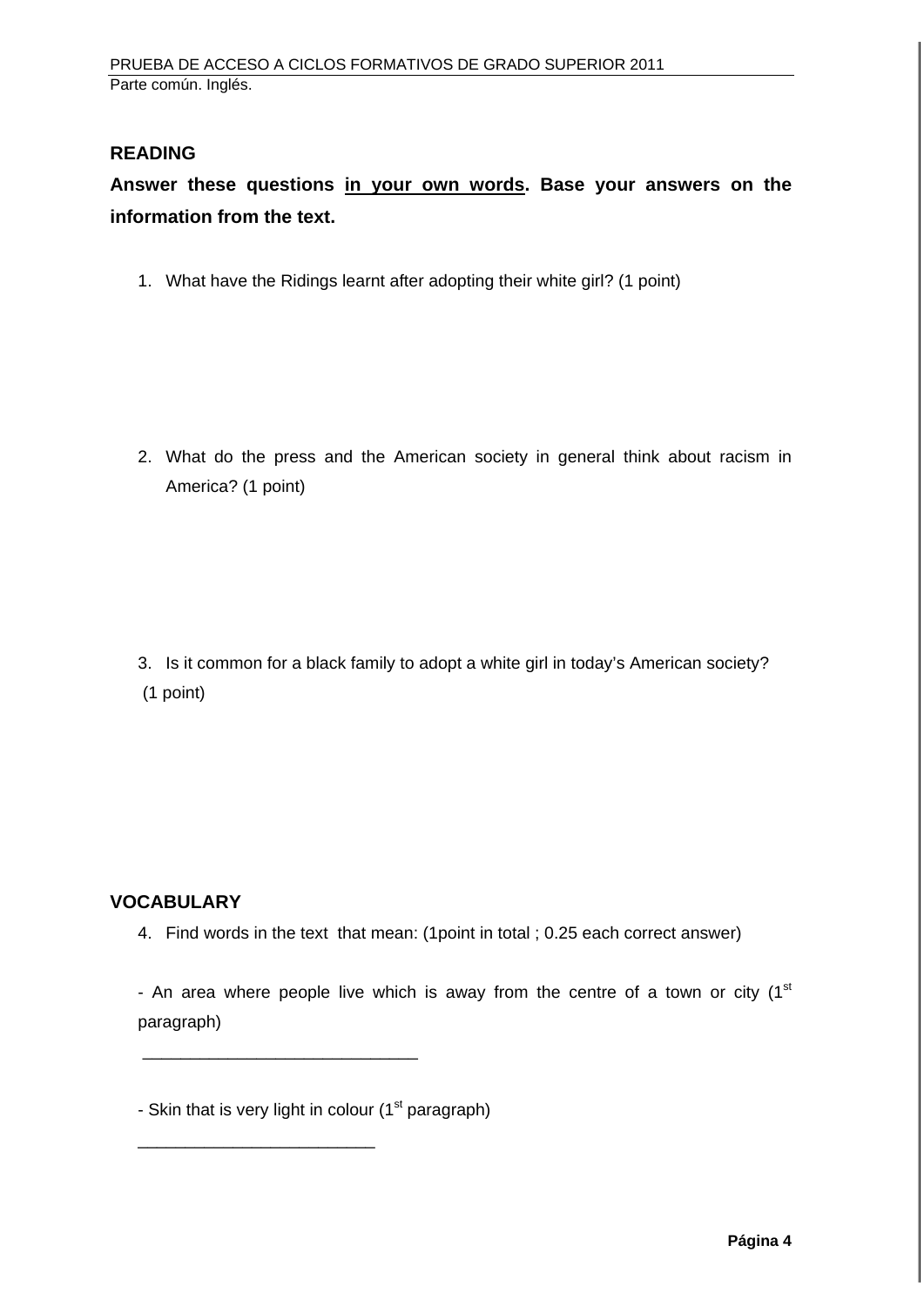## READING

**Answer these questions <u>in your own words</u>. Base your answers on the information from the text.**

1. What have the Ridings learnt after adopting their white girl? (1 point)

2. What do the press and the American society in general think about racism in America? (1 point)

3. Is it common for a black family to adopt a white girl in today's American society? (1 point)

## VOCABULARY

4. Find words in the text that mean: (1point in total ; 0.25 each correct answer)

- An area where people live which is away from the centre of a town or city (1st paragraph)

_____________________________

- Skin that is very light in colour (1st paragraph)

_________________________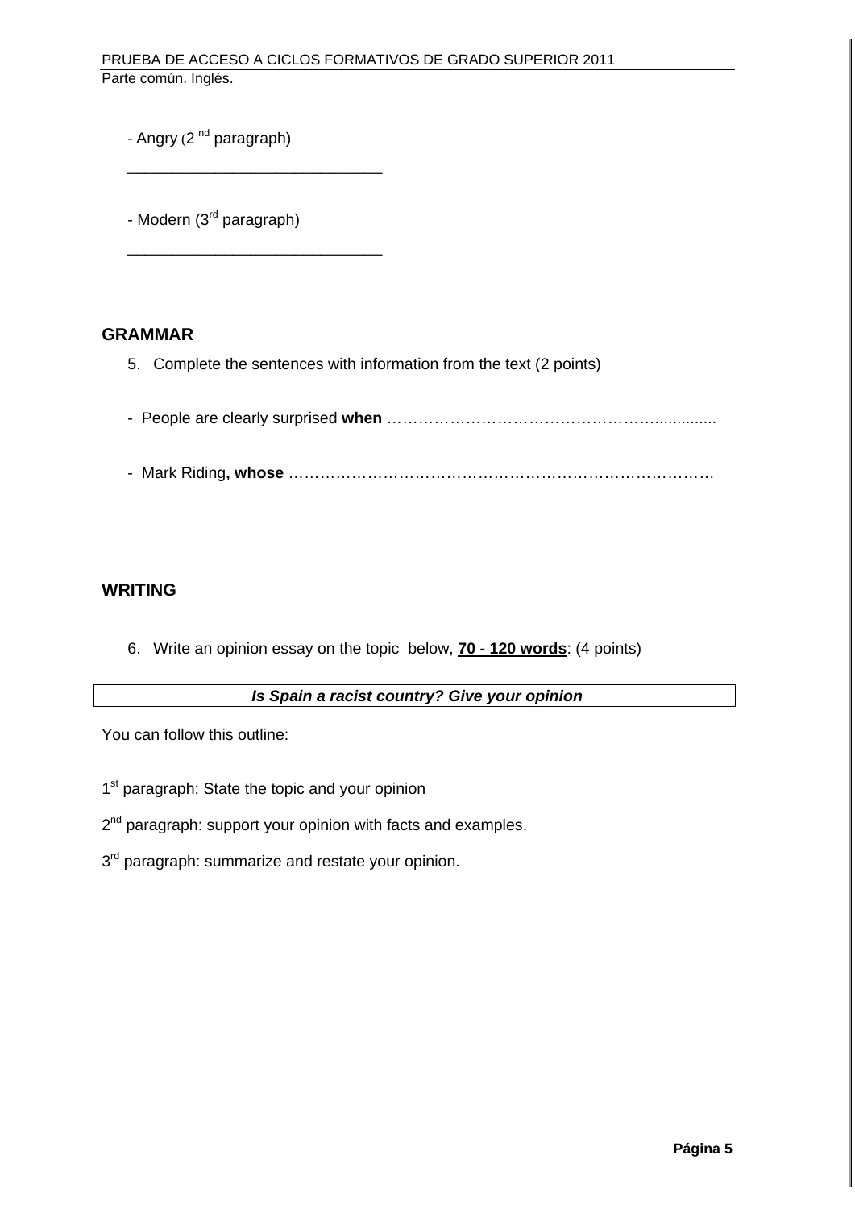- Angry (2nd paragraph)

_____________________________

- Modern (3rd paragraph)

_____________________________

## GRAMMAR

5. Complete the sentences with information from the text (2 points)

- People are clearly surprised **when** ……………………………………………….............

- Mark Riding**, whose** ………………………………………………………………………

## WRITING

6. Write an opinion essay on the topic below, **<u>70 - 120 words</u>**: (4 points)

| ***Is Spain a racist country? Give your opinion*** |
|---|

You can follow this outline:

1st paragraph: State the topic and your opinion

2nd paragraph: support your opinion with facts and examples.

3rd paragraph: summarize and restate your opinion.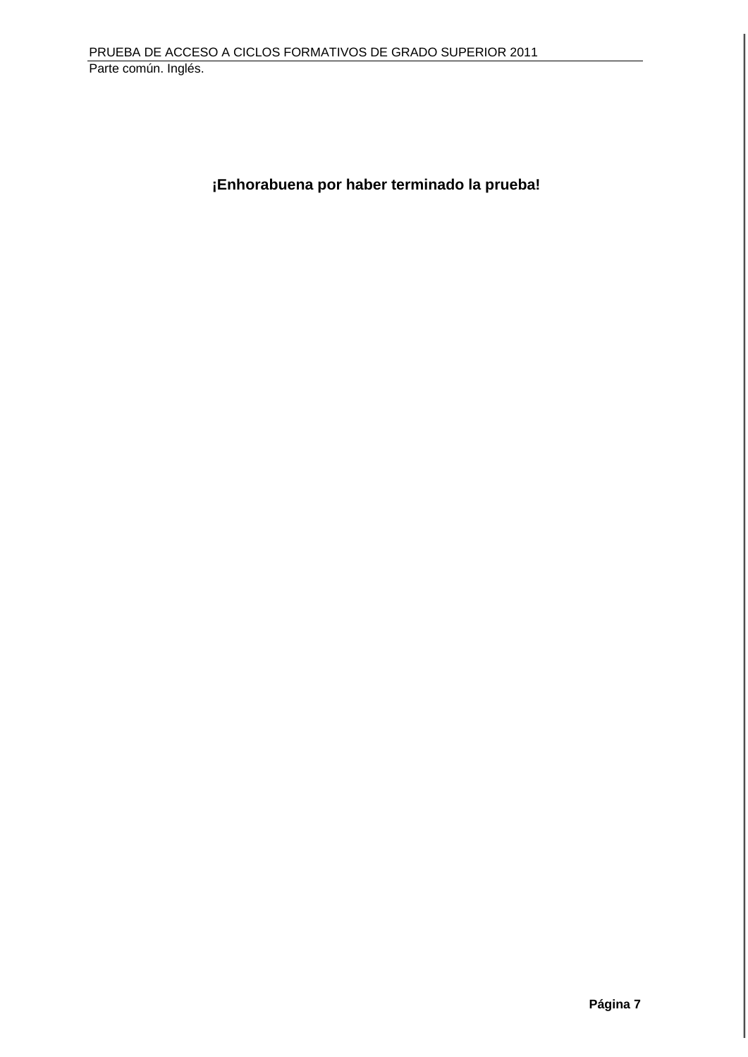**¡Enhorabuena por haber terminado la prueba!**